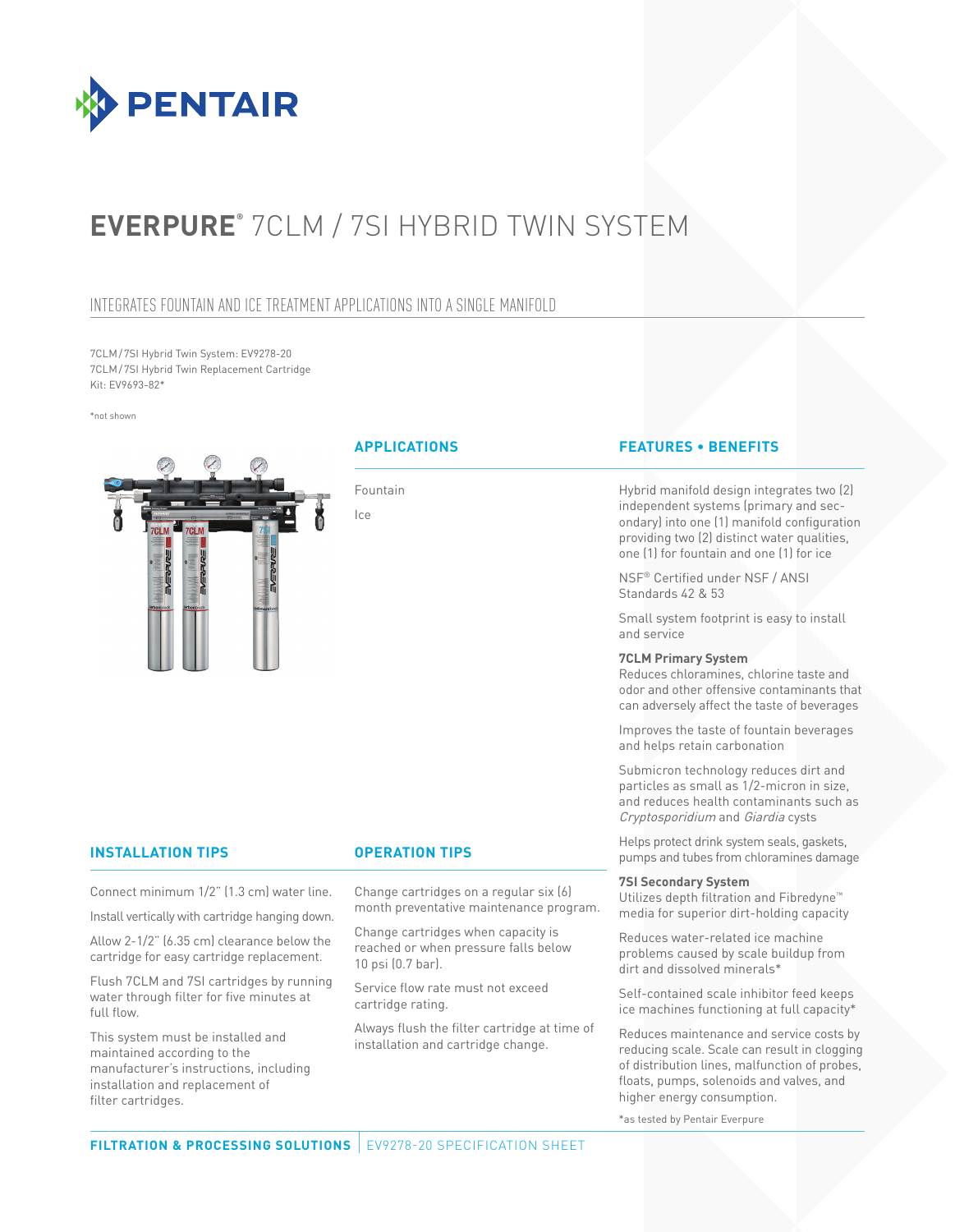# EVERPURE® 7CLM / 7SI HYBRID TWIN SYSTEM

## INTEGRATES FOUNTAIN AND ICE TREATMENT APPLICATIONS INTO A SINGLE MANIFOLD

7CLM / 7SI Hybrid Twin System: EV9278-20
7CLM / 7SI Hybrid Twin Replacement Cartridge Kit: EV9693-82*

*not shown

### APPLICATIONS

Fountain

Ice

### FEATURES • BENEFITS

Hybrid manifold design integrates two (2) independent systems (primary and secondary) into one (1) manifold configuration providing two (2) distinct water qualities, one (1) for fountain and one (1) for ice

NSF® Certified under NSF / ANSI Standards 42 & 53

Small system footprint is easy to install and service

**7CLM Primary System**
Reduces chloramines, chlorine taste and odor and other offensive contaminants that can adversely affect the taste of beverages

Improves the taste of fountain beverages and helps retain carbonation

Submicron technology reduces dirt and particles as small as 1/2-micron in size, and reduces health contaminants such as *Cryptosporidium* and *Giardia* cysts

Helps protect drink system seals, gaskets, pumps and tubes from chloramines damage

**7SI Secondary System**
Utilizes depth filtration and Fibredyne™ media for superior dirt-holding capacity

Reduces water-related ice machine problems caused by scale buildup from dirt and dissolved minerals*

Self-contained scale inhibitor feed keeps ice machines functioning at full capacity*

Reduces maintenance and service costs by reducing scale. Scale can result in clogging of distribution lines, malfunction of probes, floats, pumps, solenoids and valves, and higher energy consumption.

*as tested by Pentair Everpure

### INSTALLATION TIPS

Connect minimum 1/2" (1.3 cm) water line.

Install vertically with cartridge hanging down.

Allow 2-1/2" (6.35 cm) clearance below the cartridge for easy cartridge replacement.

Flush 7CLM and 7SI cartridges by running water through filter for five minutes at full flow.

This system must be installed and maintained according to the manufacturer's instructions, including installation and replacement of filter cartridges.

### OPERATION TIPS

Change cartridges on a regular six (6) month preventative maintenance program.

Change cartridges when capacity is reached or when pressure falls below 10 psi (0.7 bar).

Service flow rate must not exceed cartridge rating.

Always flush the filter cartridge at time of installation and cartridge change.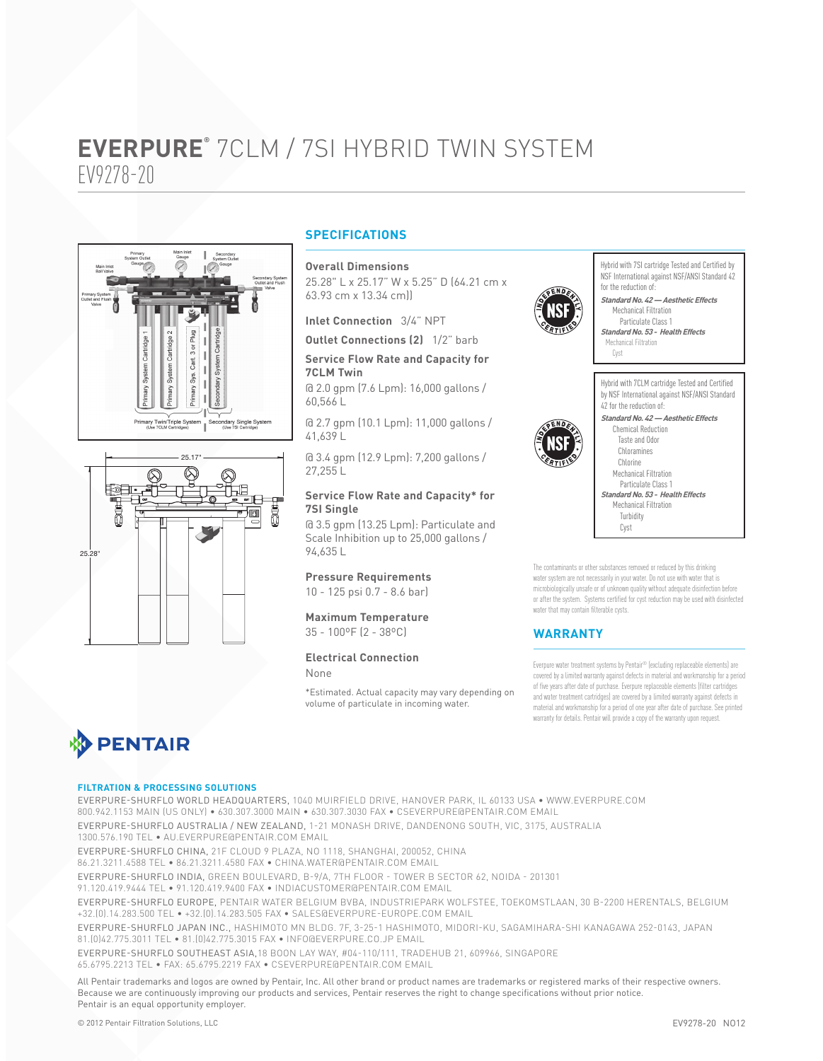# EVERPURE® 7CLM / 7SI HYBRID TWIN SYSTEM

EV9278-20

Main Inlet Ball Valve

Primary System Outlet Gauge

Main Inlet Gauge

Secondary System Outlet Gauge

Secondary System Outlet and Flush Valve

Primary System Outlet and Flush Valve

Primary System Cartridge 1

Primary System Cartridge 2

Primary Sys. Cart. 3 or Plug

Secondary System Cartridge

Primary Twin/Triple System (Use 7CLM Cartridges)

Secondary Single System (Use 7SI Cartridge)

25.17"

25.28"

## SPECIFICATIONS

**Overall Dimensions**

25.28" L x 25.17" W x 5.25" D (64.21 cm x 63.93 cm x 13.34 cm))

**Inlet Connection** 3/4" NPT

**Outlet Connections (2)** 1/2" barb

**Service Flow Rate and Capacity for 7CLM Twin**

@ 2.0 gpm (7.6 Lpm): 16,000 gallons / 60,566 L

@ 2.7 gpm (10.1 Lpm): 11,000 gallons / 41,639 L

@ 3.4 gpm (12.9 Lpm): 7,200 gallons / 27,255 L

**Service Flow Rate and Capacity* for 7SI Single**

@ 3.5 gpm (13.25 Lpm): Particulate and Scale Inhibition up to 25,000 gallons / 94,635 L

**Pressure Requirements**

10 - 125 psi 0.7 - 8.6 bar)

**Maximum Temperature**

35 - 100°F (2 - 38°C)

**Electrical Connection**

None

*Estimated. Actual capacity may vary depending on volume of particulate in incoming water.

INDEPENDENTLY NSF CERTIFIED

Hybrid with 7SI cartridge Tested and Certified by NSF International against NSF/ANSI Standard 42 for the reduction of:

***Standard No. 42 — Aesthetic Effects***
- Mechanical Filtration
  - Particulate Class 1

***Standard No. 53 - Health Effects***
- Mechanical Filtration
  - Cyst

INDEPENDENTLY NSF CERTIFIED

Hybrid with 7CLM cartridge Tested and Certified by NSF International against NSF/ANSI Standard 42 for the reduction of:

***Standard No. 42 — Aesthetic Effects***
- Chemical Reduction
  - Taste and Odor
  - Chloramines
  - Chlorine
- Mechanical Filtration
  - Particulate Class 1

***Standard No. 53 - Health Effects***
- Mechanical Filtration
  - Turbidity
  - Cyst

The contaminants or other substances removed or reduced by this drinking water system are not necessarily in your water. Do not use with water that is microbiologically unsafe or of unknown quality without adequate disinfection before or after the system. Systems certified for cyst reduction may be used with disinfected water that may contain filterable cysts.

## WARRANTY

Everpure water treatment systems by Pentair® (excluding replaceable elements) are covered by a limited warranty against defects in material and workmanship for a period of five years after date of purchase. Everpure replaceable elements (filter cartridges and water treatment cartridges) are covered by a limited warranty against defects in material and workmanship for a period of one year after date of purchase. See printed warranty for details. Pentair will provide a copy of the warranty upon request.

PENTAIR

**FILTRATION & PROCESSING SOLUTIONS**

EVERPURE-SHURFLO WORLD HEADQUARTERS, 1040 MUIRFIELD DRIVE, HANOVER PARK, IL 60133 USA • WWW.EVERPURE.COM
800.942.1153 MAIN (US ONLY) • 630.307.3000 MAIN • 630.307.3030 FAX • CSEVERPURE@PENTAIR.COM EMAIL

EVERPURE-SHURFLO AUSTRALIA / NEW ZEALAND, 1-21 MONASH DRIVE, DANDENONG SOUTH, VIC, 3175, AUSTRALIA
1300.576.190 TEL • AU.EVERPURE@PENTAIR.COM EMAIL

EVERPURE-SHURFLO CHINA, 21F CLOUD 9 PLAZA, NO 1118, SHANGHAI, 200052, CHINA
86.21.3211.4588 TEL • 86.21.3211.4580 FAX • CHINA.WATER@PENTAIR.COM EMAIL

EVERPURE-SHURFLO INDIA, GREEN BOULEVARD, B-9/A, 7TH FLOOR - TOWER B SECTOR 62, NOIDA - 201301
91.120.419.9444 TEL • 91.120.419.9400 FAX • INDIACUSTOMER@PENTAIR.COM EMAIL

EVERPURE-SHURFLO EUROPE, PENTAIR WATER BELGIUM BVBA, INDUSTRIEPARK WOLFSTEE, TOEKOMSTLAAN, 30 B-2200 HERENTALS, BELGIUM
+32.(0).14.283.500 TEL • +32.(0).14.283.505 FAX • SALES@EVERPURE-EUROPE.COM EMAIL

EVERPURE-SHURFLO JAPAN INC., HASHIMOTO MN BLDG. 7F, 3-25-1 HASHIMOTO, MIDORI-KU, SAGAMIHARA-SHI KANAGAWA 252-0143, JAPAN
81.(0)42.775.3011 TEL • 81.(0)42.775.3015 FAX • INFO@EVERPURE.CO.JP EMAIL

EVERPURE-SHURFLO SOUTHEAST ASIA,18 BOON LAY WAY, #04-110/111, TRADEHUB 21, 609966, SINGAPORE
65.6795.2213 TEL • FAX: 65.6795.2219 FAX • CSEVERPURE@PENTAIR.COM EMAIL

All Pentair trademarks and logos are owned by Pentair, Inc. All other brand or product names are trademarks or registered marks of their respective owners. Because we are continuously improving our products and services, Pentair reserves the right to change specifications without prior notice.
Pentair is an equal opportunity employer.

© 2012 Pentair Filtration Solutions, LLC

EV9278-20 NO12